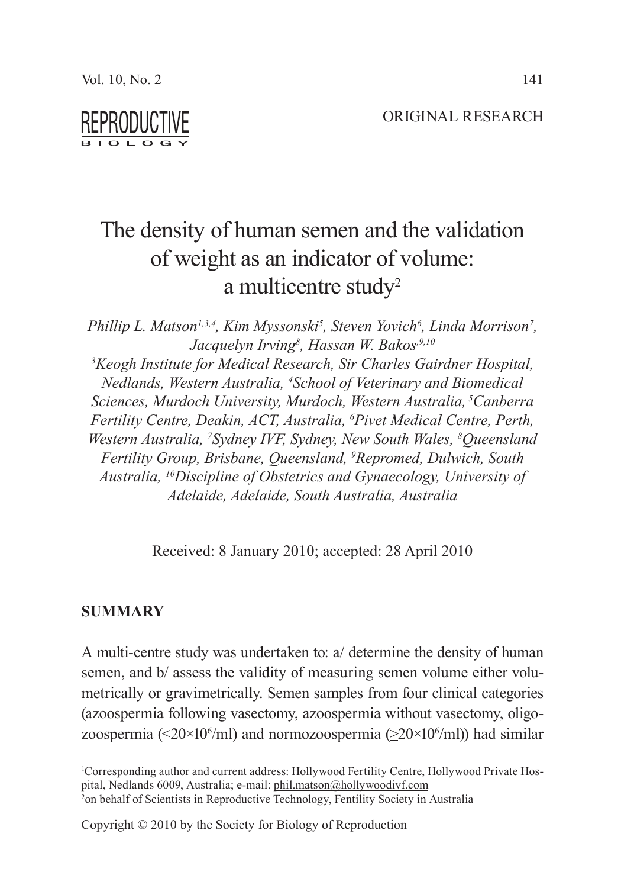ORIGINAL RESEARCH

# The density of human semen and the validation of weight as an indicator of volume: a multicentre study[2]

*Phillip L. Matson[1,3,4], Kim Myssonski[5], Steven Yovich[6], Linda Morrison[7], Jacquelyn Irving[8], Hassan W. Bakos[9,10]*

*[3]Keogh Institute for Medical Research, Sir Charles Gairdner Hospital, Nedlands, Western Australia, [4]School of Veterinary and Biomedical Sciences, Murdoch University, Murdoch, Western Australia, [5]Canberra Fertility Centre, Deakin, ACT, Australia, [6]Pivet Medical Centre, Perth, Western Australia, [7]Sydney IVF, Sydney, New South Wales, [8]Queensland Fertility Group, Brisbane, Queensland, [9]Repromed, Dulwich, South Australia, [10]Discipline of Obstetrics and Gynaecology, University of Adelaide, Adelaide, South Australia, Australia*

Received: 8 January 2010; accepted: 28 April 2010

## SUMMARY

A multi-centre study was undertaken to: a/ determine the density of human semen, and b/ assess the validity of measuring semen volume either volumetrically or gravimetrically. Semen samples from four clinical categories (azoospermia following vasectomy, azoospermia without vasectomy, oligozoospermia ($<20\times10^6$/ml) and normozoospermia ($\geq20\times10^6$/ml)) had similar

[1]Corresponding author and current address: Hollywood Fertility Centre, Hollywood Private Hospital, Nedlands 6009, Australia; e-mail: phil.matson@hollywoodivf.com

[2]on behalf of Scientists in Reproductive Technology, Fentility Society in Australia

Copyright © 2010 by the Society for Biology of Reproduction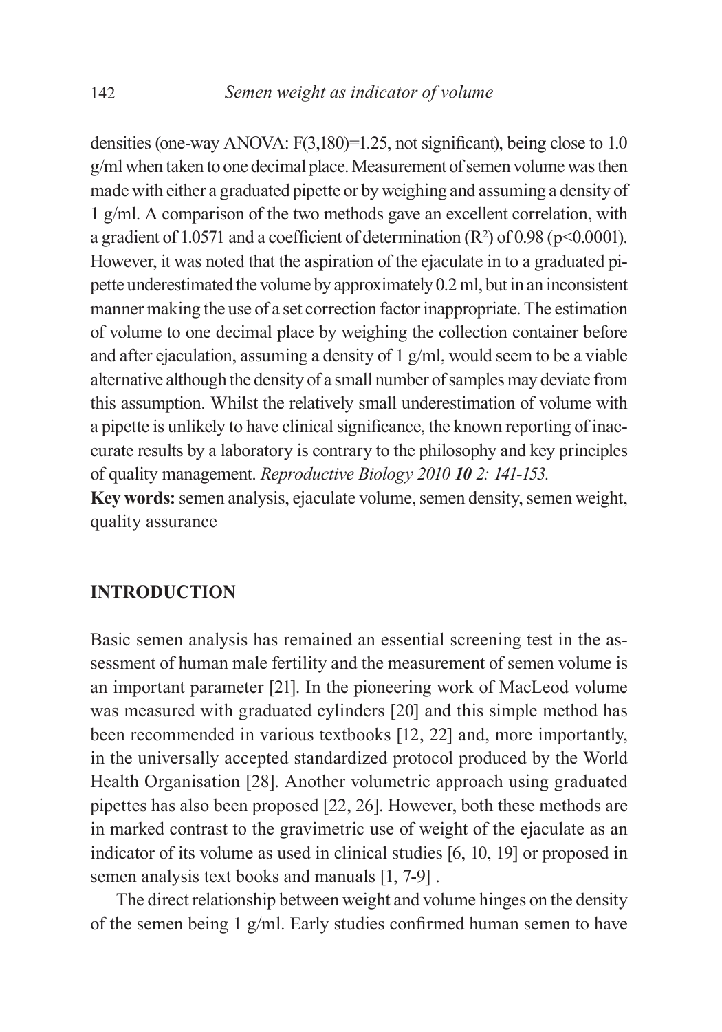densities (one-way ANOVA: $F(3,180)=1.25$, not significant), being close to 1.0 g/ml when taken to one decimal place. Measurement of semen volume was then made with either a graduated pipette or by weighing and assuming a density of 1 g/ml. A comparison of the two methods gave an excellent correlation, with a gradient of 1.0571 and a coefficient of determination ($R^2$) of 0.98 ($p<0.0001$). However, it was noted that the aspiration of the ejaculate in to a graduated pipette underestimated the volume by approximately 0.2 ml, but in an inconsistent manner making the use of a set correction factor inappropriate. The estimation of volume to one decimal place by weighing the collection container before and after ejaculation, assuming a density of 1 g/ml, would seem to be a viable alternative although the density of a small number of samples may deviate from this assumption. Whilst the relatively small underestimation of volume with a pipette is unlikely to have clinical significance, the known reporting of inaccurate results by a laboratory is contrary to the philosophy and key principles of quality management. *Reproductive Biology 2010 **10** 2: 141-153.*

**Key words:** semen analysis, ejaculate volume, semen density, semen weight, quality assurance

## INTRODUCTION

Basic semen analysis has remained an essential screening test in the assessment of human male fertility and the measurement of semen volume is an important parameter [21]. In the pioneering work of MacLeod volume was measured with graduated cylinders [20] and this simple method has been recommended in various textbooks [12, 22] and, more importantly, in the universally accepted standardized protocol produced by the World Health Organisation [28]. Another volumetric approach using graduated pipettes has also been proposed [22, 26]. However, both these methods are in marked contrast to the gravimetric use of weight of the ejaculate as an indicator of its volume as used in clinical studies [6, 10, 19] or proposed in semen analysis text books and manuals [1, 7-9] .

The direct relationship between weight and volume hinges on the density of the semen being 1 g/ml. Early studies confirmed human semen to have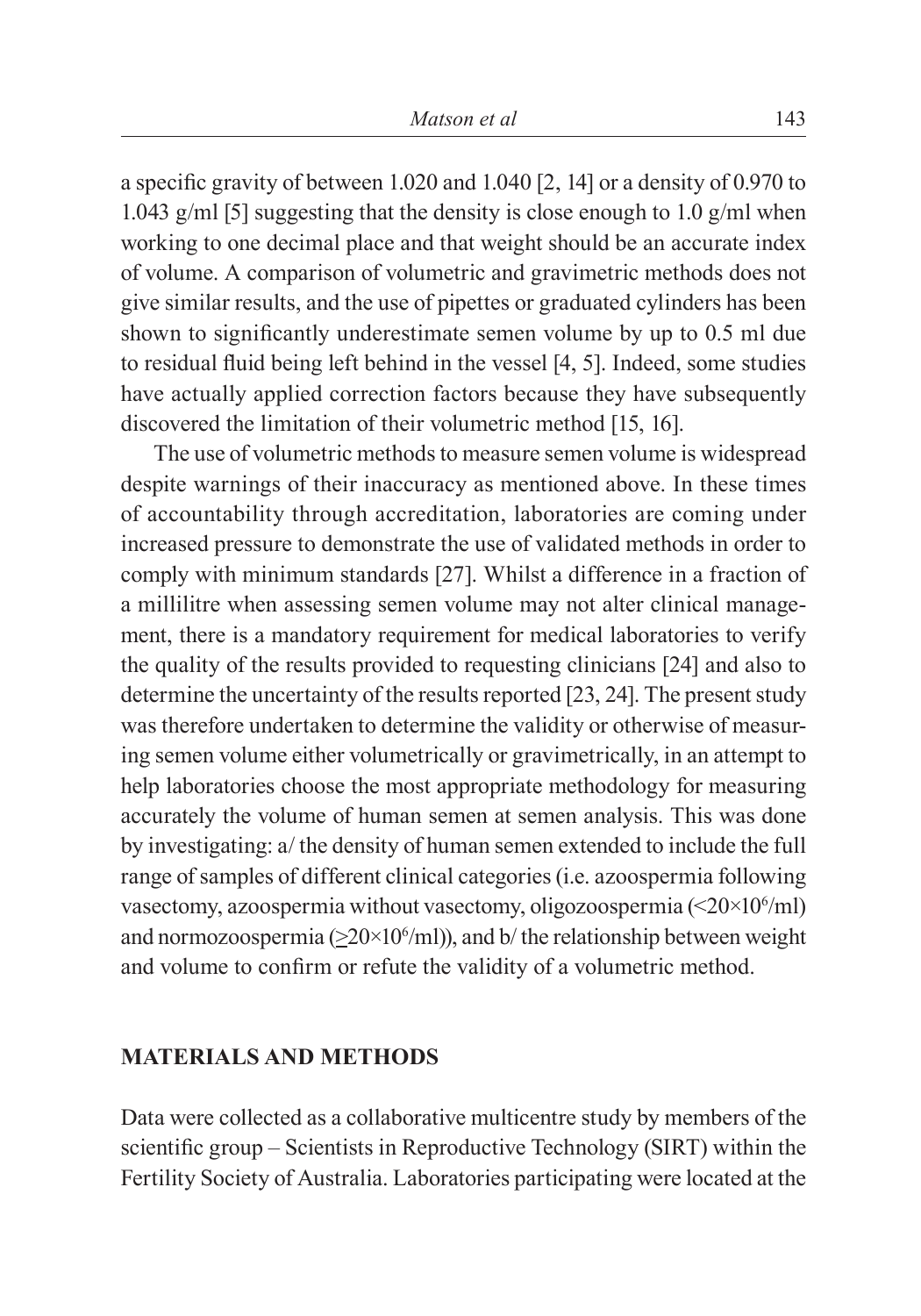a specific gravity of between 1.020 and 1.040 [2, 14] or a density of 0.970 to 1.043 g/ml [5] suggesting that the density is close enough to 1.0 g/ml when working to one decimal place and that weight should be an accurate index of volume. A comparison of volumetric and gravimetric methods does not give similar results, and the use of pipettes or graduated cylinders has been shown to significantly underestimate semen volume by up to 0.5 ml due to residual fluid being left behind in the vessel [4, 5]. Indeed, some studies have actually applied correction factors because they have subsequently discovered the limitation of their volumetric method [15, 16].

The use of volumetric methods to measure semen volume is widespread despite warnings of their inaccuracy as mentioned above. In these times of accountability through accreditation, laboratories are coming under increased pressure to demonstrate the use of validated methods in order to comply with minimum standards [27]. Whilst a difference in a fraction of a millilitre when assessing semen volume may not alter clinical management, there is a mandatory requirement for medical laboratories to verify the quality of the results provided to requesting clinicians [24] and also to determine the uncertainty of the results reported [23, 24]. The present study was therefore undertaken to determine the validity or otherwise of measuring semen volume either volumetrically or gravimetrically, in an attempt to help laboratories choose the most appropriate methodology for measuring accurately the volume of human semen at semen analysis. This was done by investigating: a/ the density of human semen extended to include the full range of samples of different clinical categories (i.e. azoospermia following vasectomy, azoospermia without vasectomy, oligozoospermia ($<20\times10^6$/ml) and normozoospermia ($\geq20\times10^6$/ml)), and b/ the relationship between weight and volume to confirm or refute the validity of a volumetric method.

## MATERIALS AND METHODS

Data were collected as a collaborative multicentre study by members of the scientific group – Scientists in Reproductive Technology (SIRT) within the Fertility Society of Australia. Laboratories participating were located at the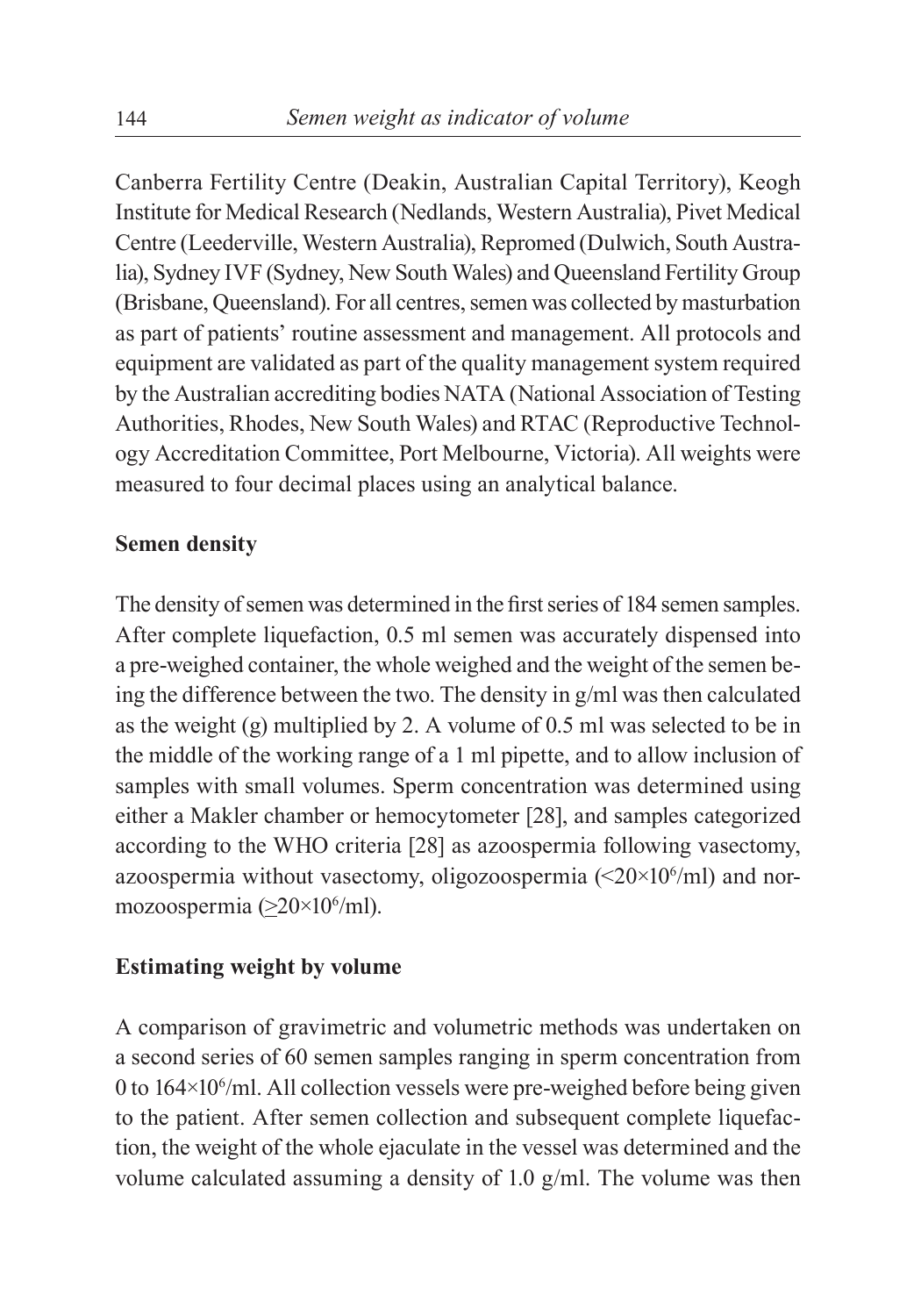Canberra Fertility Centre (Deakin, Australian Capital Territory), Keogh Institute for Medical Research (Nedlands, Western Australia), Pivet Medical Centre (Leederville, Western Australia), Repromed (Dulwich, South Australia), Sydney IVF (Sydney, New South Wales) and Queensland Fertility Group (Brisbane, Queensland). For all centres, semen was collected by masturbation as part of patients' routine assessment and management. All protocols and equipment are validated as part of the quality management system required by the Australian accrediting bodies NATA (National Association of Testing Authorities, Rhodes, New South Wales) and RTAC (Reproductive Technology Accreditation Committee, Port Melbourne, Victoria). All weights were measured to four decimal places using an analytical balance.

## Semen density

The density of semen was determined in the first series of 184 semen samples. After complete liquefaction, 0.5 ml semen was accurately dispensed into a pre-weighed container, the whole weighed and the weight of the semen being the difference between the two. The density in g/ml was then calculated as the weight (g) multiplied by 2. A volume of 0.5 ml was selected to be in the middle of the working range of a 1 ml pipette, and to allow inclusion of samples with small volumes. Sperm concentration was determined using either a Makler chamber or hemocytometer [28], and samples categorized according to the WHO criteria [28] as azoospermia following vasectomy, azoospermia without vasectomy, oligozoospermia ($<20\times10^6$/ml) and normozoospermia ($\geq20\times10^6$/ml).

## Estimating weight by volume

A comparison of gravimetric and volumetric methods was undertaken on a second series of 60 semen samples ranging in sperm concentration from 0 to $164\times10^6$/ml. All collection vessels were pre-weighed before being given to the patient. After semen collection and subsequent complete liquefaction, the weight of the whole ejaculate in the vessel was determined and the volume calculated assuming a density of 1.0 g/ml. The volume was then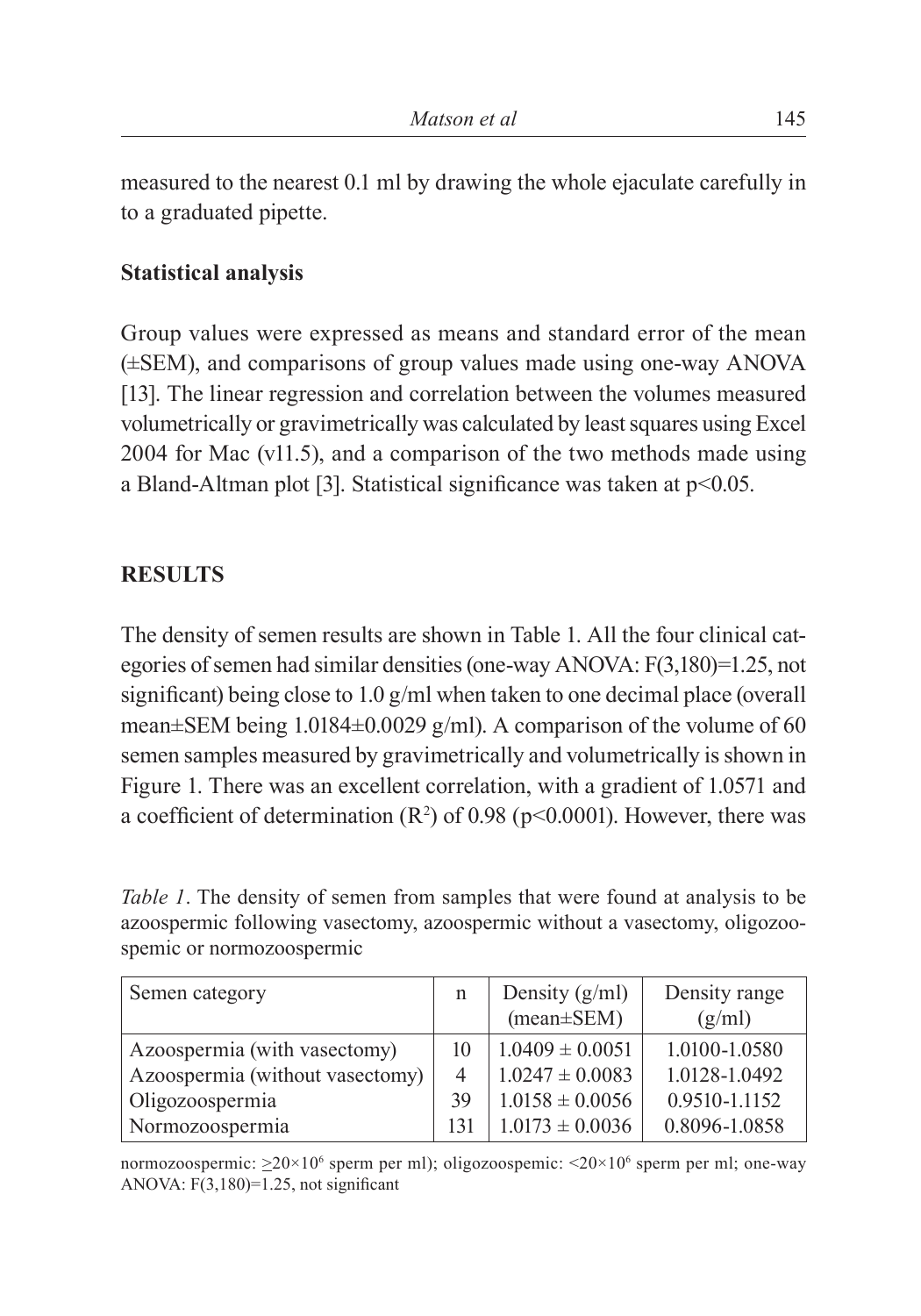measured to the nearest 0.1 ml by drawing the whole ejaculate carefully in to a graduated pipette.

### Statistical analysis

Group values were expressed as means and standard error of the mean (±SEM), and comparisons of group values made using one-way ANOVA [13]. The linear regression and correlation between the volumes measured volumetrically or gravimetrically was calculated by least squares using Excel 2004 for Mac (v11.5), and a comparison of the two methods made using a Bland-Altman plot [3]. Statistical significance was taken at $p<0.05$.

## RESULTS

The density of semen results are shown in Table 1. All the four clinical categories of semen had similar densities (one-way ANOVA: $F(3,180)=1.25$, not significant) being close to 1.0 g/ml when taken to one decimal place (overall mean±SEM being 1.0184±0.0029 g/ml). A comparison of the volume of 60 semen samples measured by gravimetrically and volumetrically is shown in Figure 1. There was an excellent correlation, with a gradient of 1.0571 and a coefficient of determination ($R^2$) of 0.98 ($p<0.0001$). However, there was

*Table 1*. The density of semen from samples that were found at analysis to be azoospermic following vasectomy, azoospermic without a vasectomy, oligozoospemic or normozoospermic

| Semen category | n | Density (g/ml) (mean±SEM) | Density range (g/ml) |
|---|---|---|---|
| Azoospermia (with vasectomy) | 10 | 1.0409 ± 0.0051 | 1.0100-1.0580 |
| Azoospermia (without vasectomy) | 4 | 1.0247 ± 0.0083 | 1.0128-1.0492 |
| Oligozoospermia | 39 | 1.0158 ± 0.0056 | 0.9510-1.1152 |
| Normozoospermia | 131 | 1.0173 ± 0.0036 | 0.8096-1.0858 |

normozoospermic: $\geq 20\times10^6$ sperm per ml); oligozoospemic: $<20\times10^6$ sperm per ml; one-way ANOVA: $F(3,180)=1.25$, not significant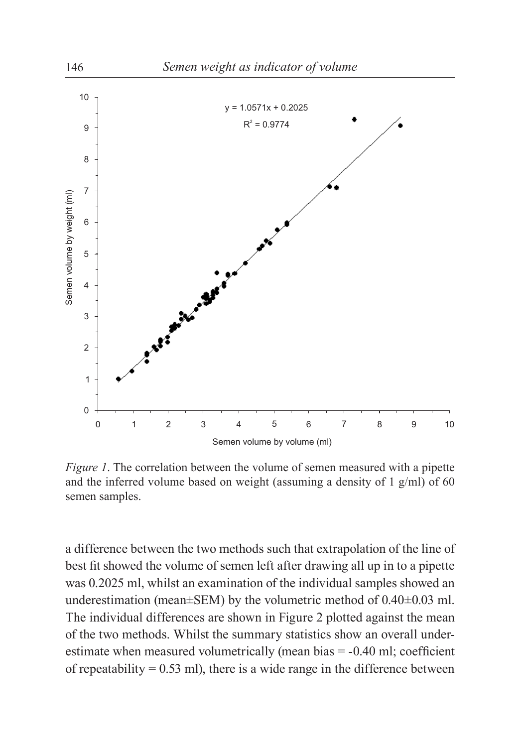*Figure 1*. The correlation between the volume of semen measured with a pipette and the inferred volume based on weight (assuming a density of 1 g/ml) of 60 semen samples.

a difference between the two methods such that extrapolation of the line of best fit showed the volume of semen left after drawing all up in to a pipette was 0.2025 ml, whilst an examination of the individual samples showed an underestimation (mean±SEM) by the volumetric method of 0.40±0.03 ml. The individual differences are shown in Figure 2 plotted against the mean of the two methods. Whilst the summary statistics show an overall under-estimate when measured volumetrically (mean bias = -0.40 ml; coefficient of repeatability = 0.53 ml), there is a wide range in the difference between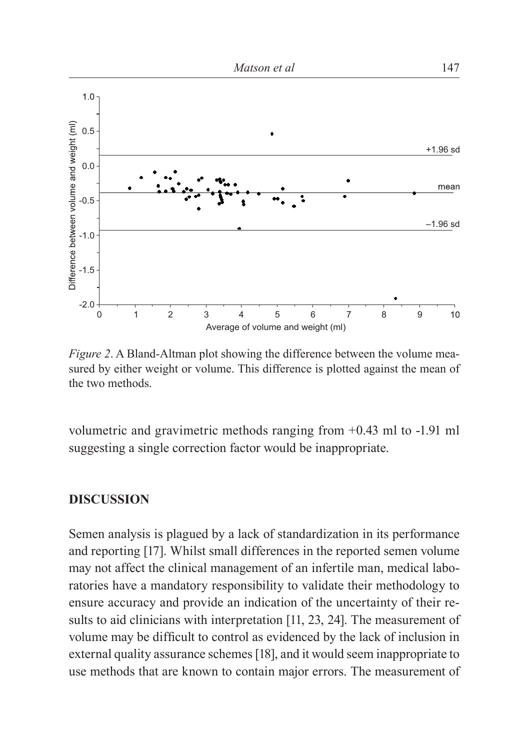*Figure 2*. A Bland-Altman plot showing the difference between the volume measured by either weight or volume. This difference is plotted against the mean of the two methods.

volumetric and gravimetric methods ranging from +0.43 ml to -1.91 ml suggesting a single correction factor would be inappropriate.

## DISCUSSION

Semen analysis is plagued by a lack of standardization in its performance and reporting [17]. Whilst small differences in the reported semen volume may not affect the clinical management of an infertile man, medical laboratories have a mandatory responsibility to validate their methodology to ensure accuracy and provide an indication of the uncertainty of their results to aid clinicians with interpretation [11, 23, 24]. The measurement of volume may be difficult to control as evidenced by the lack of inclusion in external quality assurance schemes [18], and it would seem inappropriate to use methods that are known to contain major errors. The measurement of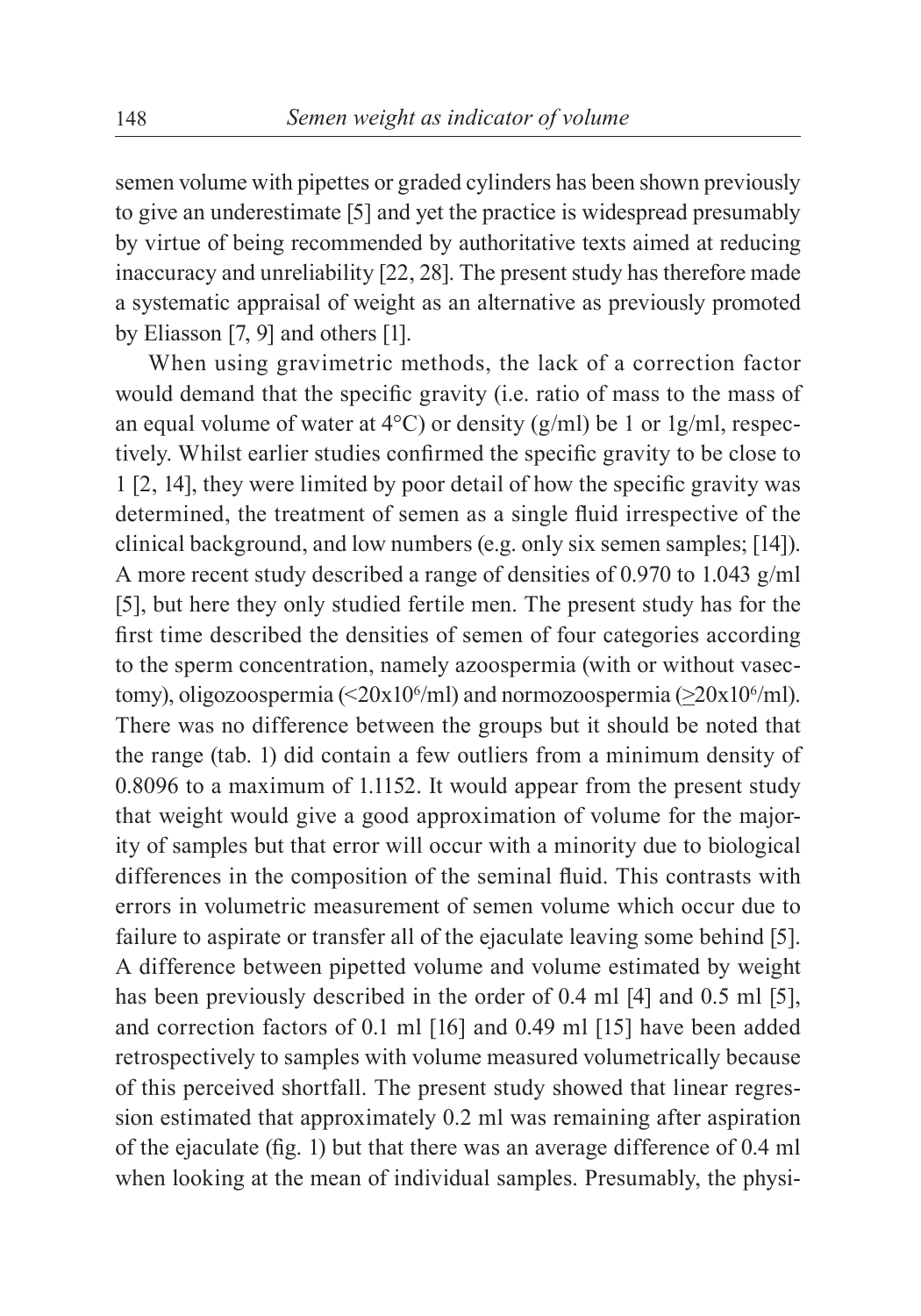semen volume with pipettes or graded cylinders has been shown previously to give an underestimate [5] and yet the practice is widespread presumably by virtue of being recommended by authoritative texts aimed at reducing inaccuracy and unreliability [22, 28]. The present study has therefore made a systematic appraisal of weight as an alternative as previously promoted by Eliasson [7, 9] and others [1].

When using gravimetric methods, the lack of a correction factor would demand that the specific gravity (i.e. ratio of mass to the mass of an equal volume of water at 4°C) or density (g/ml) be 1 or 1g/ml, respectively. Whilst earlier studies confirmed the specific gravity to be close to 1 [2, 14], they were limited by poor detail of how the specific gravity was determined, the treatment of semen as a single fluid irrespective of the clinical background, and low numbers (e.g. only six semen samples; [14]). A more recent study described a range of densities of 0.970 to 1.043 g/ml [5], but here they only studied fertile men. The present study has for the first time described the densities of semen of four categories according to the sperm concentration, namely azoospermia (with or without vasectomy), oligozoospermia ($<20\text{x}10^6$/ml) and normozoospermia ($\geq 20\text{x}10^6$/ml). There was no difference between the groups but it should be noted that the range (tab. 1) did contain a few outliers from a minimum density of 0.8096 to a maximum of 1.1152. It would appear from the present study that weight would give a good approximation of volume for the majority of samples but that error will occur with a minority due to biological differences in the composition of the seminal fluid. This contrasts with errors in volumetric measurement of semen volume which occur due to failure to aspirate or transfer all of the ejaculate leaving some behind [5]. A difference between pipetted volume and volume estimated by weight has been previously described in the order of 0.4 ml [4] and 0.5 ml [5], and correction factors of 0.1 ml [16] and 0.49 ml [15] have been added retrospectively to samples with volume measured volumetrically because of this perceived shortfall. The present study showed that linear regression estimated that approximately 0.2 ml was remaining after aspiration of the ejaculate (fig. 1) but that there was an average difference of 0.4 ml when looking at the mean of individual samples. Presumably, the physi-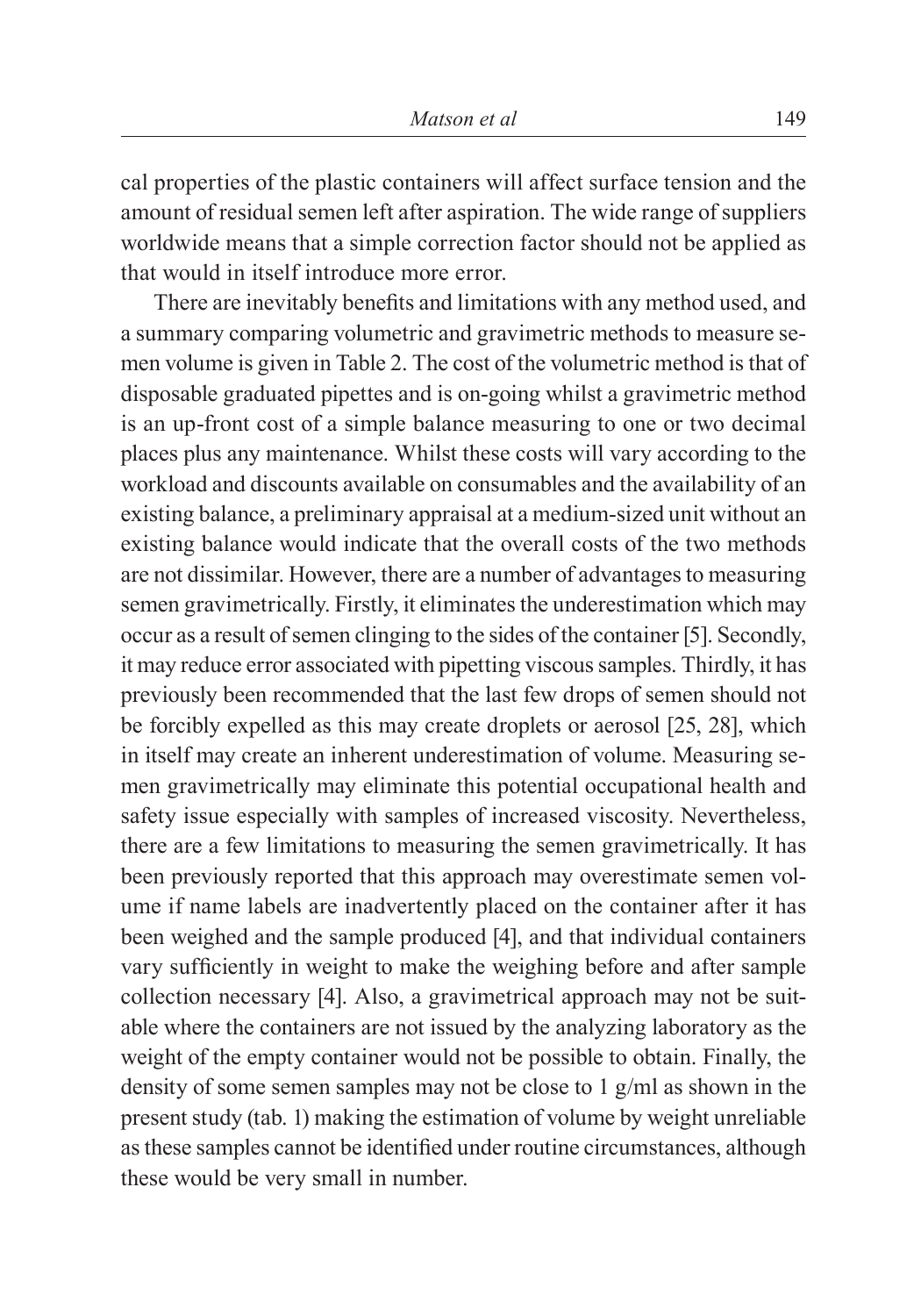cal properties of the plastic containers will affect surface tension and the amount of residual semen left after aspiration. The wide range of suppliers worldwide means that a simple correction factor should not be applied as that would in itself introduce more error.

There are inevitably benefits and limitations with any method used, and a summary comparing volumetric and gravimetric methods to measure semen volume is given in Table 2. The cost of the volumetric method is that of disposable graduated pipettes and is on-going whilst a gravimetric method is an up-front cost of a simple balance measuring to one or two decimal places plus any maintenance. Whilst these costs will vary according to the workload and discounts available on consumables and the availability of an existing balance, a preliminary appraisal at a medium-sized unit without an existing balance would indicate that the overall costs of the two methods are not dissimilar. However, there are a number of advantages to measuring semen gravimetrically. Firstly, it eliminates the underestimation which may occur as a result of semen clinging to the sides of the container [5]. Secondly, it may reduce error associated with pipetting viscous samples. Thirdly, it has previously been recommended that the last few drops of semen should not be forcibly expelled as this may create droplets or aerosol [25, 28], which in itself may create an inherent underestimation of volume. Measuring semen gravimetrically may eliminate this potential occupational health and safety issue especially with samples of increased viscosity. Nevertheless, there are a few limitations to measuring the semen gravimetrically. It has been previously reported that this approach may overestimate semen volume if name labels are inadvertently placed on the container after it has been weighed and the sample produced [4], and that individual containers vary sufficiently in weight to make the weighing before and after sample collection necessary [4]. Also, a gravimetrical approach may not be suitable where the containers are not issued by the analyzing laboratory as the weight of the empty container would not be possible to obtain. Finally, the density of some semen samples may not be close to 1 g/ml as shown in the present study (tab. 1) making the estimation of volume by weight unreliable as these samples cannot be identified under routine circumstances, although these would be very small in number.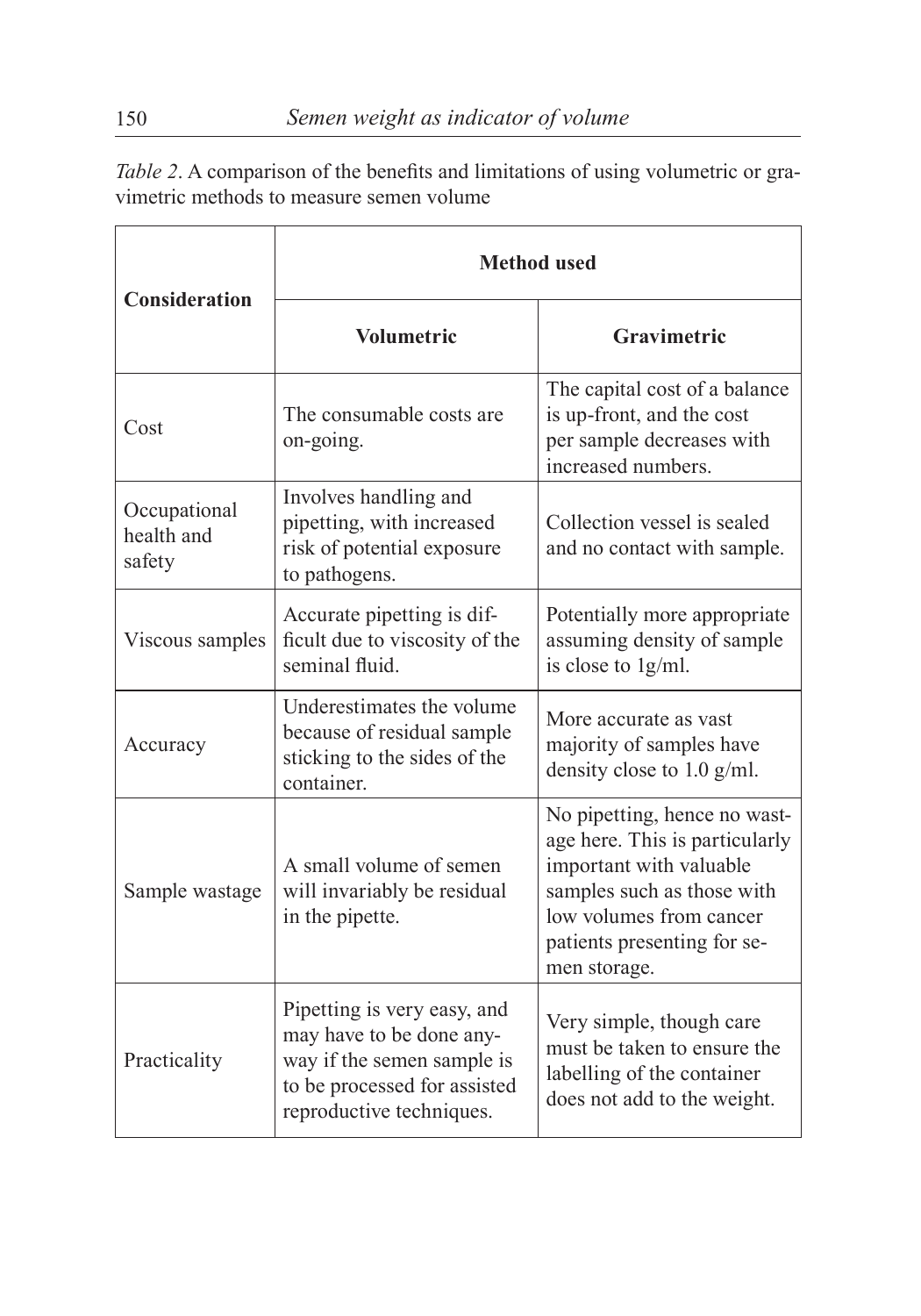*Table 2*. A comparison of the benefits and limitations of using volumetric or gravimetric methods to measure semen volume

| Consideration | Method used | |
|---|---|---|
| | **Volumetric** | **Gravimetric** |
| Cost | The consumable costs are on-going. | The capital cost of a balance is up-front, and the cost per sample decreases with increased numbers. |
| Occupational health and safety | Involves handling and pipetting, with increased risk of potential exposure to pathogens. | Collection vessel is sealed and no contact with sample. |
| Viscous samples | Accurate pipetting is difficult due to viscosity of the seminal fluid. | Potentially more appropriate assuming density of sample is close to 1g/ml. |
| Accuracy | Underestimates the volume because of residual sample sticking to the sides of the container. | More accurate as vast majority of samples have density close to 1.0 g/ml. |
| Sample wastage | A small volume of semen will invariably be residual in the pipette. | No pipetting, hence no wastage here. This is particularly important with valuable samples such as those with low volumes from cancer patients presenting for semen storage. |
| Practicality | Pipetting is very easy, and may have to be done anyway if the semen sample is to be processed for assisted reproductive techniques. | Very simple, though care must be taken to ensure the labelling of the container does not add to the weight. |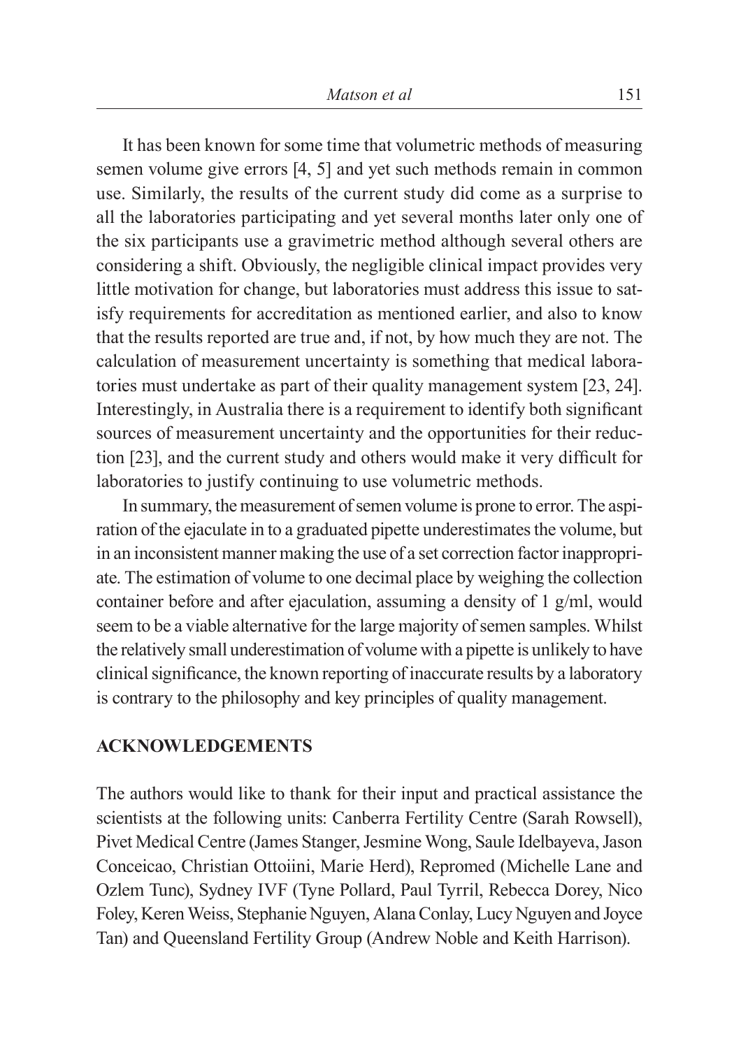It has been known for some time that volumetric methods of measuring semen volume give errors [4, 5] and yet such methods remain in common use. Similarly, the results of the current study did come as a surprise to all the laboratories participating and yet several months later only one of the six participants use a gravimetric method although several others are considering a shift. Obviously, the negligible clinical impact provides very little motivation for change, but laboratories must address this issue to satisfy requirements for accreditation as mentioned earlier, and also to know that the results reported are true and, if not, by how much they are not. The calculation of measurement uncertainty is something that medical laboratories must undertake as part of their quality management system [23, 24]. Interestingly, in Australia there is a requirement to identify both significant sources of measurement uncertainty and the opportunities for their reduction [23], and the current study and others would make it very difficult for laboratories to justify continuing to use volumetric methods.

In summary, the measurement of semen volume is prone to error. The aspiration of the ejaculate in to a graduated pipette underestimates the volume, but in an inconsistent manner making the use of a set correction factor inappropriate. The estimation of volume to one decimal place by weighing the collection container before and after ejaculation, assuming a density of 1 g/ml, would seem to be a viable alternative for the large majority of semen samples. Whilst the relatively small underestimation of volume with a pipette is unlikely to have clinical significance, the known reporting of inaccurate results by a laboratory is contrary to the philosophy and key principles of quality management.

## ACKNOWLEDGEMENTS

The authors would like to thank for their input and practical assistance the scientists at the following units: Canberra Fertility Centre (Sarah Rowsell), Pivet Medical Centre (James Stanger, Jesmine Wong, Saule Idelbayeva, Jason Conceicao, Christian Ottoiini, Marie Herd), Repromed (Michelle Lane and Ozlem Tunc), Sydney IVF (Tyne Pollard, Paul Tyrril, Rebecca Dorey, Nico Foley, Keren Weiss, Stephanie Nguyen, Alana Conlay, Lucy Nguyen and Joyce Tan) and Queensland Fertility Group (Andrew Noble and Keith Harrison).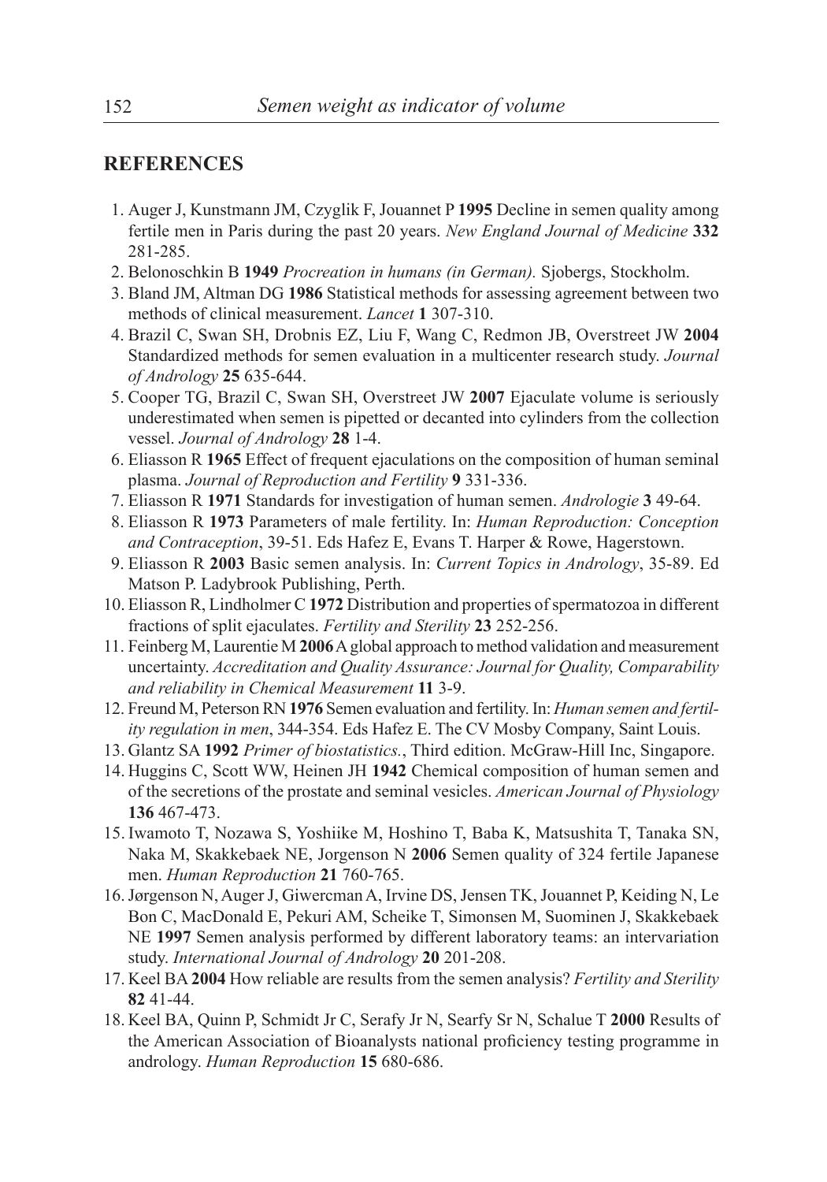## REFERENCES

1. Auger J, Kunstmann JM, Czyglik F, Jouannet P **1995** Decline in semen quality among fertile men in Paris during the past 20 years. *New England Journal of Medicine* **332** 281-285.
2. Belonoschkin B **1949** *Procreation in humans (in German).* Sjobergs, Stockholm.
3. Bland JM, Altman DG **1986** Statistical methods for assessing agreement between two methods of clinical measurement. *Lancet* **1** 307-310.
4. Brazil C, Swan SH, Drobnis EZ, Liu F, Wang C, Redmon JB, Overstreet JW **2004** Standardized methods for semen evaluation in a multicenter research study. *Journal of Andrology* **25** 635-644.
5. Cooper TG, Brazil C, Swan SH, Overstreet JW **2007** Ejaculate volume is seriously underestimated when semen is pipetted or decanted into cylinders from the collection vessel. *Journal of Andrology* **28** 1-4.
6. Eliasson R **1965** Effect of frequent ejaculations on the composition of human seminal plasma. *Journal of Reproduction and Fertility* **9** 331-336.
7. Eliasson R **1971** Standards for investigation of human semen. *Andrologie* **3** 49-64.
8. Eliasson R **1973** Parameters of male fertility. In: *Human Reproduction: Conception and Contraception*, 39-51. Eds Hafez E, Evans T. Harper & Rowe, Hagerstown.
9. Eliasson R **2003** Basic semen analysis. In: *Current Topics in Andrology*, 35-89. Ed Matson P. Ladybrook Publishing, Perth.
10. Eliasson R, Lindholmer C **1972** Distribution and properties of spermatozoa in different fractions of split ejaculates. *Fertility and Sterility* **23** 252-256.
11. Feinberg M, Laurentie M **2006** A global approach to method validation and measurement uncertainty. *Accreditation and Quality Assurance: Journal for Quality, Comparability and reliability in Chemical Measurement* **11** 3-9.
12. Freund M, Peterson RN **1976** Semen evaluation and fertility. In: *Human semen and fertility regulation in men*, 344-354. Eds Hafez E. The CV Mosby Company, Saint Louis.
13. Glantz SA **1992** *Primer of biostatistics.*, Third edition. McGraw-Hill Inc, Singapore.
14. Huggins C, Scott WW, Heinen JH **1942** Chemical composition of human semen and of the secretions of the prostate and seminal vesicles. *American Journal of Physiology* **136** 467-473.
15. Iwamoto T, Nozawa S, Yoshiike M, Hoshino T, Baba K, Matsushita T, Tanaka SN, Naka M, Skakkebaek NE, Jorgenson N **2006** Semen quality of 324 fertile Japanese men. *Human Reproduction* **21** 760-765.
16. Jørgenson N, Auger J, Giwercman A, Irvine DS, Jensen TK, Jouannet P, Keiding N, Le Bon C, MacDonald E, Pekuri AM, Scheike T, Simonsen M, Suominen J, Skakkebaek NE **1997** Semen analysis performed by different laboratory teams: an intervariation study. *International Journal of Andrology* **20** 201-208.
17. Keel BA **2004** How reliable are results from the semen analysis? *Fertility and Sterility* **82** 41-44.
18. Keel BA, Quinn P, Schmidt Jr C, Serafy Jr N, Searfy Sr N, Schalue T **2000** Results of the American Association of Bioanalysts national proficiency testing programme in andrology. *Human Reproduction* **15** 680-686.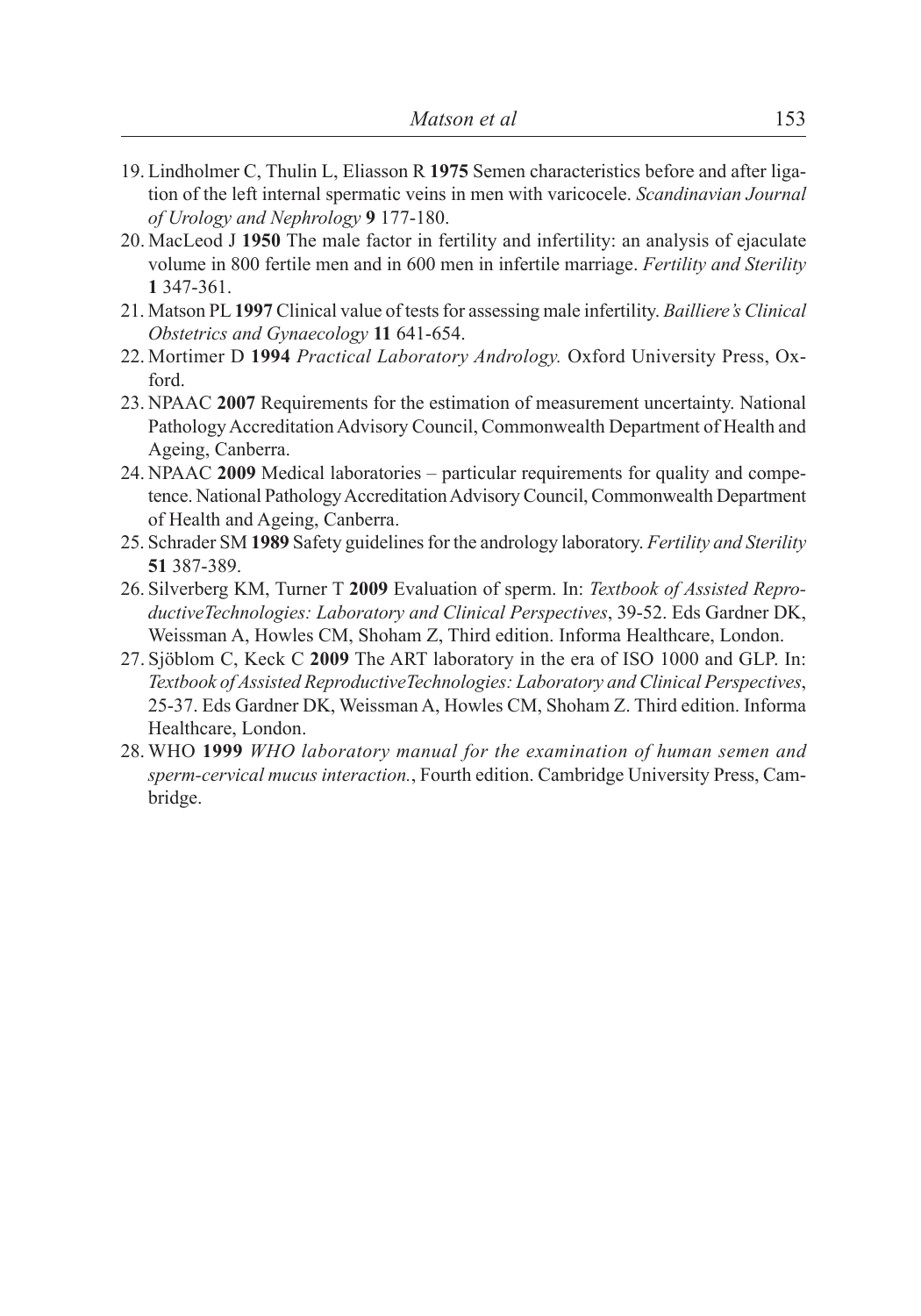19. Lindholmer C, Thulin L, Eliasson R **1975** Semen characteristics before and after ligation of the left internal spermatic veins in men with varicocele. *Scandinavian Journal of Urology and Nephrology* **9** 177-180.
20. MacLeod J **1950** The male factor in fertility and infertility: an analysis of ejaculate volume in 800 fertile men and in 600 men in infertile marriage. *Fertility and Sterility* **1** 347-361.
21. Matson PL **1997** Clinical value of tests for assessing male infertility. *Bailliere's Clinical Obstetrics and Gynaecology* **11** 641-654.
22. Mortimer D **1994** *Practical Laboratory Andrology.* Oxford University Press, Oxford.
23. NPAAC **2007** Requirements for the estimation of measurement uncertainty. National Pathology Accreditation Advisory Council, Commonwealth Department of Health and Ageing, Canberra.
24. NPAAC **2009** Medical laboratories – particular requirements for quality and competence. National Pathology Accreditation Advisory Council, Commonwealth Department of Health and Ageing, Canberra.
25. Schrader SM **1989** Safety guidelines for the andrology laboratory. *Fertility and Sterility* **51** 387-389.
26. Silverberg KM, Turner T **2009** Evaluation of sperm. In: *Textbook of Assisted ReproductiveTechnologies: Laboratory and Clinical Perspectives*, 39-52. Eds Gardner DK, Weissman A, Howles CM, Shoham Z, Third edition. Informa Healthcare, London.
27. Sjöblom C, Keck C **2009** The ART laboratory in the era of ISO 1000 and GLP. In: *Textbook of Assisted ReproductiveTechnologies: Laboratory and Clinical Perspectives*, 25-37. Eds Gardner DK, Weissman A, Howles CM, Shoham Z. Third edition. Informa Healthcare, London.
28. WHO **1999** *WHO laboratory manual for the examination of human semen and sperm-cervical mucus interaction.*, Fourth edition. Cambridge University Press, Cambridge.